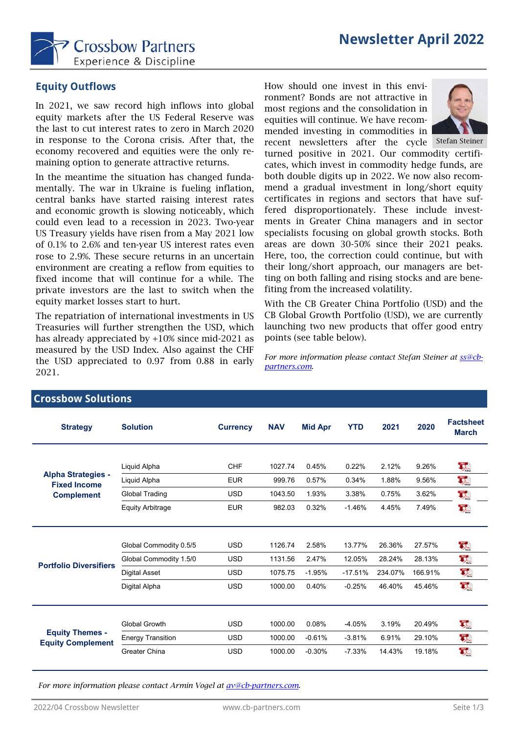# Newsletter April 2022

## Equity Outflows

In 2021, we saw record high inflows into global equity markets after the US Federal Reserve was the last to cut interest rates to zero in March 2020 in response to the Corona crisis. After that, the economy recovered and equities were the only remaining option to generate attractive returns.

In the meantime the situation has changed fundamentally. The war in Ukraine is fueling inflation, central banks have started raising interest rates and economic growth is slowing noticeably, which could even lead to a recession in 2023. Two-year US Treasury yields have risen from a May 2021 low of 0.1% to 2.6% and ten-year US interest rates even rose to 2.9%. These secure returns in an uncertain environment are creating a reflow from equities to fixed income that will continue for a while. The private investors are the last to switch when the equity market losses start to hurt.

The repatriation of international investments in US Treasuries will further strengthen the USD, which has already appreciated by +10% since mid-2021 as measured by the USD Index. Also against the CHF the USD appreciated to 0.97 from 0.88 in early 2021.

How should one invest in this environment? Bonds are not attractive in most regions and the consolidation in equities will continue. We have recommended investing in commodities in recent newsletters after the cycle turned positive in 2021. Our commodity certificates, which invest in commodity hedge funds, are both double digits up in 2022. We now also recommend a gradual investment in long/short equity certificates in regions and sectors that have suffered disproportionately. These include investments in Greater China managers and in sector specialists focusing on global growth stocks. Both areas are down 30-50% since their 2021 peaks. Here, too, the correction could continue, but with their long/short approach, our managers are betting on both falling and rising stocks and are benefiting from the increased volatility.

Stefan Steiner

With the CB Greater China Portfolio (USD) and the CB Global Growth Portfolio (USD), we are currently launching two new products that offer good entry points (see table below).

*For more information please contact Stefan Steiner at [ss@cb-partners.com](mailto:ss@cb-partners.com).*

## Crossbow Solutions

| Strategy | Solution | Currency | NAV | Mid Apr | YTD | 2021 | 2020 | Factsheet March |
|---|---|---|---|---|---|---|---|---|
| Alpha Strategies - Fixed Income Complement | Liquid Alpha | CHF | 1027.74 | 0.45% | 0.22% | 2.12% | 9.26% | |
| | Liquid Alpha | EUR | 999.76 | 0.57% | 0.34% | 1.88% | 9.56% | |
| | Global Trading | USD | 1043.50 | 1.93% | 3.38% | 0.75% | 3.62% | |
| | Equity Arbitrage | EUR | 982.03 | 0.32% | -1.46% | 4.45% | 7.49% | |
| Portfolio Diversifiers | Global Commodity 0.5/5 | USD | 1126.74 | 2.58% | 13.77% | 26.36% | 27.57% | |
| | Global Commodity 1.5/0 | USD | 1131.56 | 2.47% | 12.05% | 28.24% | 28.13% | |
| | Digital Asset | USD | 1075.75 | -1.95% | -17.51% | 234.07% | 166.91% | |
| | Digital Alpha | USD | 1000.00 | 0.40% | -0.25% | 46.40% | 45.46% | |
| Equity Themes - Equity Complement | Global Growth | USD | 1000.00 | 0.08% | -4.05% | 3.19% | 20.49% | |
| | Energy Transition | USD | 1000.00 | -0.61% | -3.81% | 6.91% | 29.10% | |
| | Greater China | USD | 1000.00 | -0.30% | -7.33% | 14.43% | 19.18% | |

*For more information please contact Armin Vogel at [av@cb-partners.com](mailto:av@cb-partners.com).*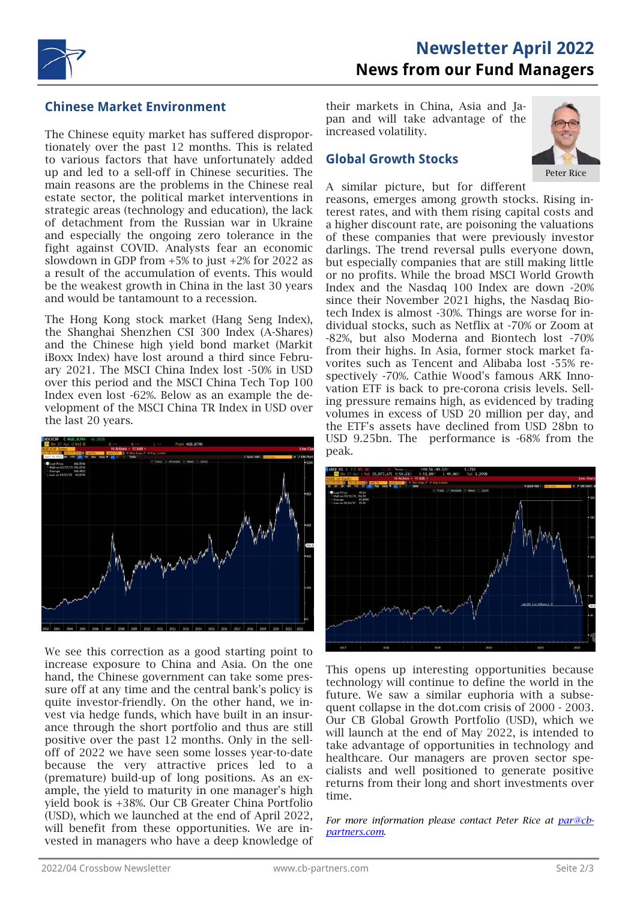## Chinese Market Environment

The Chinese equity market has suffered disproportionately over the past 12 months. This is related to various factors that have unfortunately added up and led to a sell-off in Chinese securities. The main reasons are the problems in the Chinese real estate sector, the political market interventions in strategic areas (technology and education), the lack of detachment from the Russian war in Ukraine and especially the ongoing zero tolerance in the fight against COVID. Analysts fear an economic slowdown in GDP from +5% to just +2% for 2022 as a result of the accumulation of events. This would be the weakest growth in China in the last 30 years and would be tantamount to a recession.

The Hong Kong stock market (Hang Seng Index), the Shanghai Shenzhen CSI 300 Index (A-Shares) and the Chinese high yield bond market (Markit iBoxx Index) have lost around a third since February 2021. The MSCI China Index lost -50% in USD over this period and the MSCI China Tech Top 100 Index even lost -62%. Below as an example the development of the MSCI China TR Index in USD over the last 20 years.

We see this correction as a good starting point to increase exposure to China and Asia. On the one hand, the Chinese government can take some pressure off at any time and the central bank's policy is quite investor-friendly. On the other hand, we invest via hedge funds, which have built in an insurance through the short portfolio and thus are still positive over the past 12 months. Only in the sell-off of 2022 we have seen some losses year-to-date because the very attractive prices led to a (premature) build-up of long positions. As an example, the yield to maturity in one manager's high yield book is +38%. Our CB Greater China Portfolio (USD), which we launched at the end of April 2022, will benefit from these opportunities. We are invested in managers who have a deep knowledge of their markets in China, Asia and Japan and will take advantage of the increased volatility.

## Global Growth Stocks

Peter Rice

A similar picture, but for different reasons, emerges among growth stocks. Rising interest rates, and with them rising capital costs and a higher discount rate, are poisoning the valuations of these companies that were previously investor darlings. The trend reversal pulls everyone down, but especially companies that are still making little or no profits. While the broad MSCI World Growth Index and the Nasdaq 100 Index are down -20% since their November 2021 highs, the Nasdaq Biotech Index is almost -30%. Things are worse for individual stocks, such as Netflix at -70% or Zoom at -82%, but also Moderna and Biontech lost -70% from their highs. In Asia, former stock market favorites such as Tencent and Alibaba lost -55% respectively -70%. Cathie Wood's famous ARK Innovation ETF is back to pre-corona crisis levels. Selling pressure remains high, as evidenced by trading volumes in excess of USD 20 million per day, and the ETF's assets have declined from USD 28bn to USD 9.25bn. The performance is -68% from the peak.

This opens up interesting opportunities because technology will continue to define the world in the future. We saw a similar euphoria with a subsequent collapse in the dot.com crisis of 2000 - 2003. Our CB Global Growth Portfolio (USD), which we will launch at the end of May 2022, is intended to take advantage of opportunities in technology and healthcare. Our managers are proven sector specialists and well positioned to generate positive returns from their long and short investments over time.

*For more information please contact Peter Rice at [par@cb-partners.com](mailto:par@cb-partners.com).*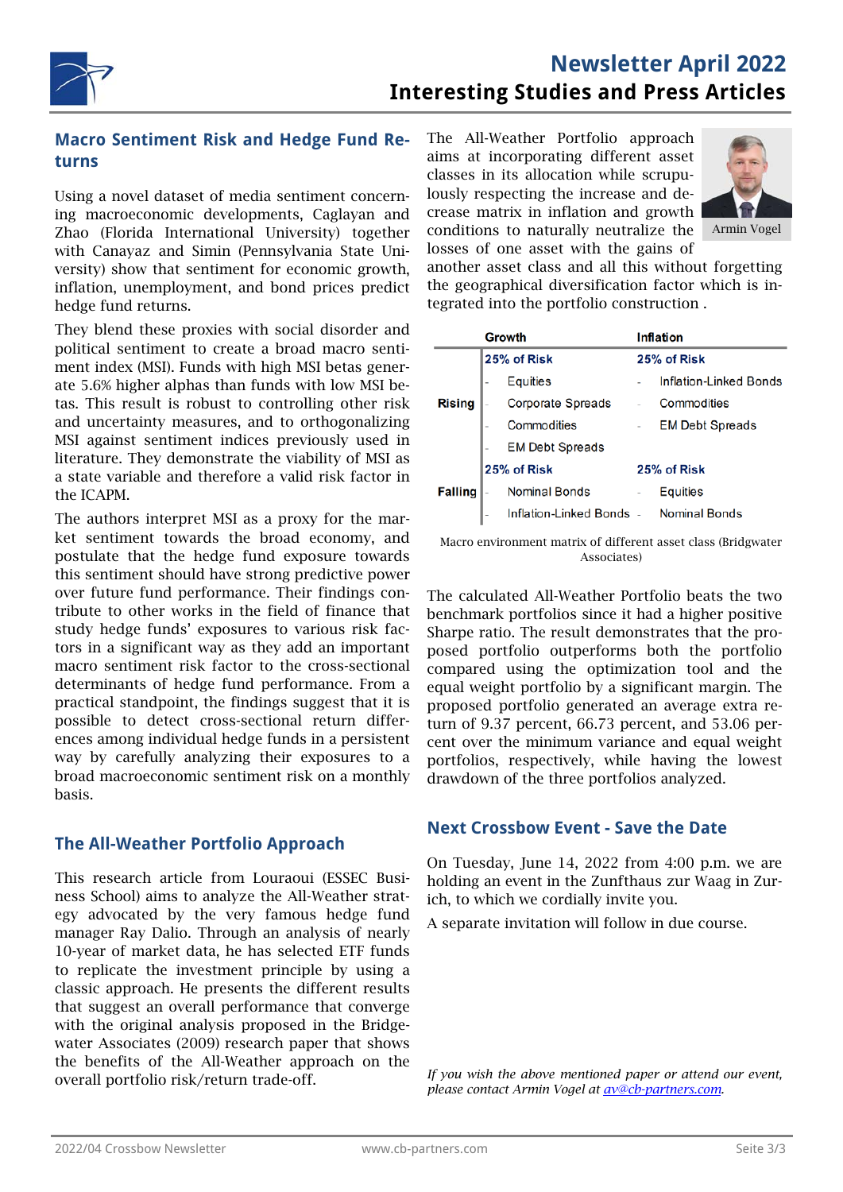# Newsletter April 2022
## Interesting Studies and Press Articles

### Macro Sentiment Risk and Hedge Fund Returns

Using a novel dataset of media sentiment concerning macroeconomic developments, Caglayan and Zhao (Florida International University) together with Canayaz and Simin (Pennsylvania State University) show that sentiment for economic growth, inflation, unemployment, and bond prices predict hedge fund returns.

They blend these proxies with social disorder and political sentiment to create a broad macro sentiment index (MSI). Funds with high MSI betas generate 5.6% higher alphas than funds with low MSI betas. This result is robust to controlling other risk and uncertainty measures, and to orthogonalizing MSI against sentiment indices previously used in literature. They demonstrate the viability of MSI as a state variable and therefore a valid risk factor in the ICAPM.

The authors interpret MSI as a proxy for the market sentiment towards the broad economy, and postulate that the hedge fund exposure towards this sentiment should have strong predictive power over future fund performance. Their findings contribute to other works in the field of finance that study hedge funds' exposures to various risk factors in a significant way as they add an important macro sentiment risk factor to the cross-sectional determinants of hedge fund performance. From a practical standpoint, the findings suggest that it is possible to detect cross-sectional return differences among individual hedge funds in a persistent way by carefully analyzing their exposures to a broad macroeconomic sentiment risk on a monthly basis.

### The All-Weather Portfolio Approach

This research article from Louraoui (ESSEC Business School) aims to analyze the All-Weather strategy advocated by the very famous hedge fund manager Ray Dalio. Through an analysis of nearly 10-year of market data, he has selected ETF funds to replicate the investment principle by using a classic approach. He presents the different results that suggest an overall performance that converge with the original analysis proposed in the Bridgewater Associates (2009) research paper that shows the benefits of the All-Weather approach on the overall portfolio risk/return trade-off.

The All-Weather Portfolio approach aims at incorporating different asset classes in its allocation while scrupulously respecting the increase and decrease matrix in inflation and growth conditions to naturally neutralize the losses of one asset with the gains of another asset class and all this without forgetting the geographical diversification factor which is integrated into the portfolio construction .

Armin Vogel

| | Growth | Inflation |
|---|---|---|
| **Rising** | 25% of Risk | 25% of Risk |
| | - Equities | - Inflation-Linked Bonds |
| | - Corporate Spreads | - Commodities |
| | - Commodities | - EM Debt Spreads |
| | - EM Debt Spreads | |
| **Falling** | 25% of Risk | 25% of Risk |
| | - Nominal Bonds | - Equities |
| | - Inflation-Linked Bonds | - Nominal Bonds |

Macro environment matrix of different asset class (Bridgwater Associates)

The calculated All-Weather Portfolio beats the two benchmark portfolios since it had a higher positive Sharpe ratio. The result demonstrates that the proposed portfolio outperforms both the portfolio compared using the optimization tool and the equal weight portfolio by a significant margin. The proposed portfolio generated an average extra return of 9.37 percent, 66.73 percent, and 53.06 percent over the minimum variance and equal weight portfolios, respectively, while having the lowest drawdown of the three portfolios analyzed.

### Next Crossbow Event - Save the Date

On Tuesday, June 14, 2022 from 4:00 p.m. we are holding an event in the Zunfthaus zur Waag in Zurich, to which we cordially invite you.

A separate invitation will follow in due course.

*If you wish the above mentioned paper or attend our event, please contact Armin Vogel at [av@cb-partners.com](mailto:av@cb-partners.com).*